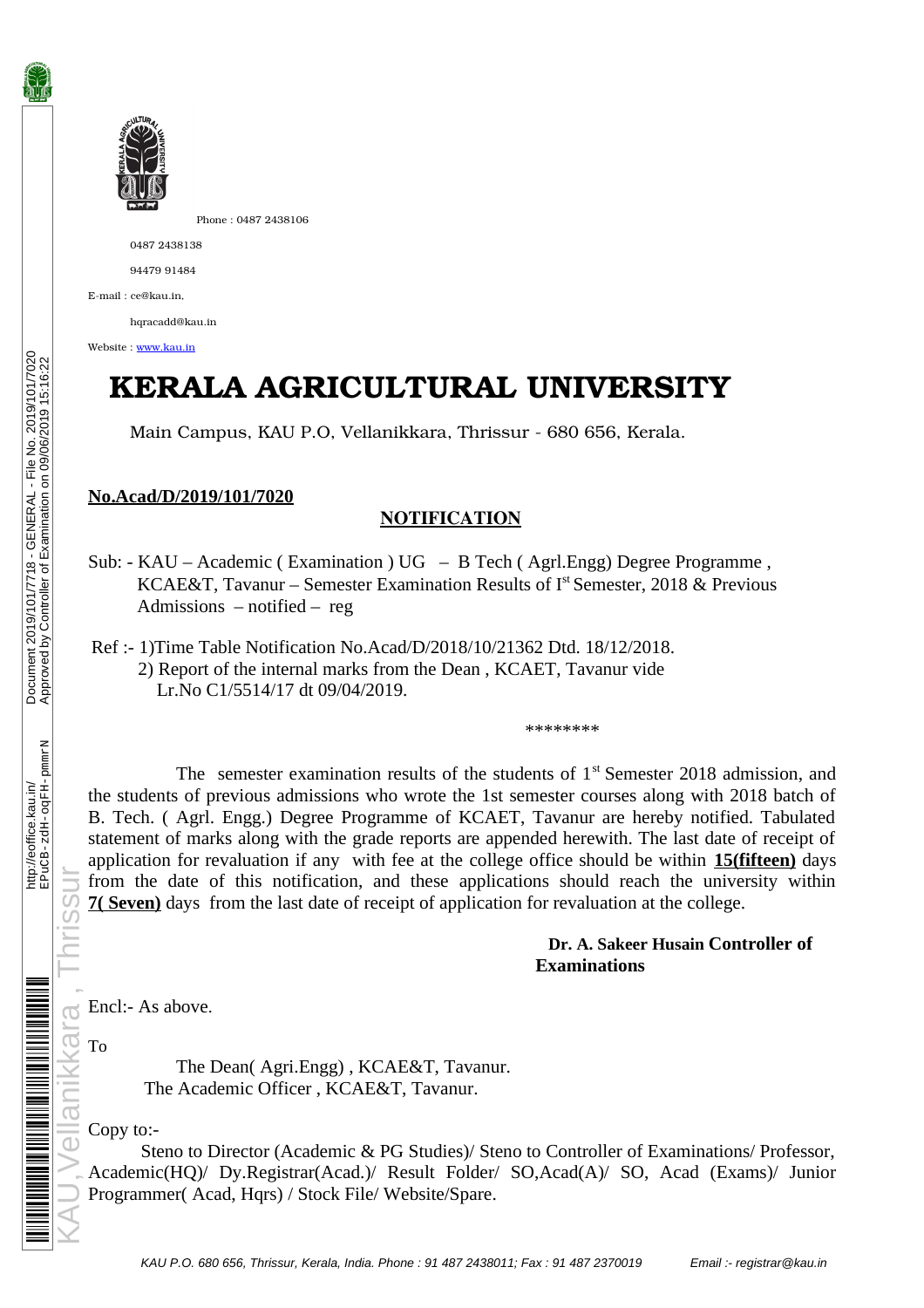Phone : 0487 2438106

0487 2438138

94479 91484

E-mail : ce@kau.in,

hqracadd@kau.in

Website : www.kau.in

# KERALA AGRICULTURAL UNIVERSITY

Main Campus, KAU P.O, Vellanikkara, Thrissur - 680 656, Kerala.

**No.Acad/D/2019/101/7020**

## NOTIFICATION

Sub: - KAU – Academic ( Examination ) UG – B Tech ( Agrl.Engg) Degree Programme , KCAE&T, Tavanur – Semester Examination Results of I[st] Semester, 2018 & Previous Admissions – notified – reg

Ref :- 1)Time Table Notification No.Acad/D/2018/10/21362 Dtd. 18/12/2018.
2) Report of the internal marks from the Dean , KCAET, Tavanur vide Lr.No C1/5514/17 dt 09/04/2019.

\*\*\*\*\*\*\*\*

The semester examination results of the students of 1[st] Semester 2018 admission, and the students of previous admissions who wrote the 1st semester courses along with 2018 batch of B. Tech. ( Agrl. Engg.) Degree Programme of KCAET, Tavanur are hereby notified. Tabulated statement of marks along with the grade reports are appended herewith. The last date of receipt of application for revaluation if any with fee at the college office should be within **15(fifteen)** days from the date of this notification, and these applications should reach the university within **7( Seven)** days from the last date of receipt of application for revaluation at the college.

**Dr. A. Sakeer Husain Controller of Examinations**

Encl:- As above.

To

The Dean( Agri.Engg) , KCAE&T, Tavanur.
The Academic Officer , KCAE&T, Tavanur.

Copy to:-

Steno to Director (Academic & PG Studies)/ Steno to Controller of Examinations/ Professor, Academic(HQ)/ Dy.Registrar(Acad.)/ Result Folder/ SO,Acad(A)/ SO, Acad (Exams)/ Junior Programmer( Acad, Hqrs) / Stock File/ Website/Spare.